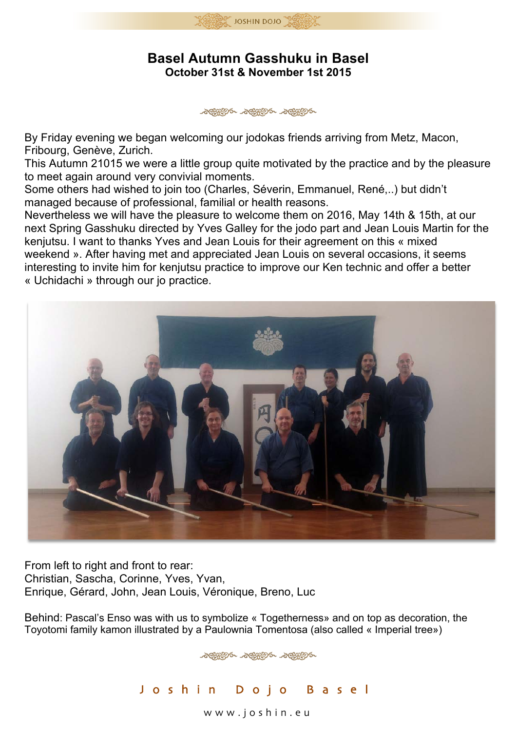# Basel Autumn Gasshuku in Basel

**October 31st & November 1st 2015**

By Friday evening we began welcoming our jodokas friends arriving from Metz, Macon, Fribourg, Genève, Zurich.
This Autumn 21015 we were a little group quite motivated by the practice and by the pleasure to meet again around very convivial moments.
Some others had wished to join too (Charles, Séverin, Emmanuel, René,..) but didn't managed because of professional, familial or health reasons.
Nevertheless we will have the pleasure to welcome them on 2016, May 14th & 15th, at our next Spring Gasshuku directed by Yves Galley for the jodo part and Jean Louis Martin for the kenjutsu. I want to thanks Yves and Jean Louis for their agreement on this « mixed weekend ». After having met and appreciated Jean Louis on several occasions, it seems interesting to invite him for kenjutsu practice to improve our Ken technic and offer a better « Uchidachi » through our jo practice.

From left to right and front to rear:
Christian, Sascha, Corinne, Yves, Yvan,
Enrique, Gérard, John, Jean Louis, Véronique, Breno, Luc

Behind: Pascal's Enso was with us to symbolize « Togetherness» and on top as decoration, the Toyotomi family kamon illustrated by a Paulownia Tomentosa (also called « Imperial tree»)

Joshin Dojo Basel

www.joshin.eu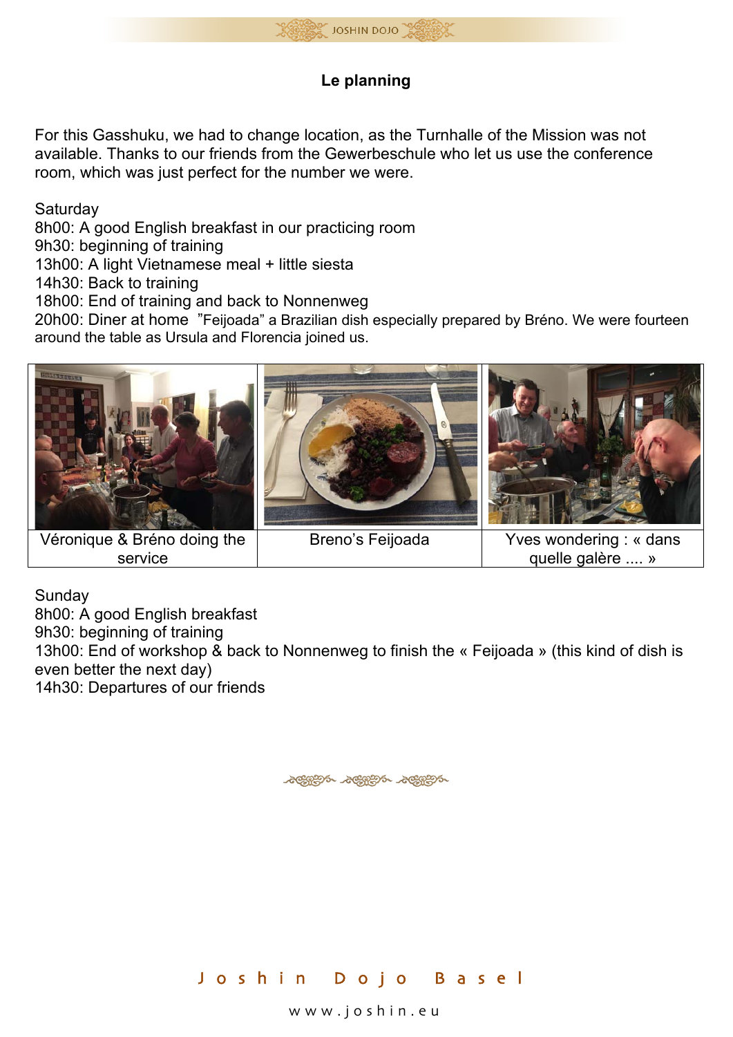**Le planning**

For this Gasshuku, we had to change location, as the Turnhalle of the Mission was not available. Thanks to our friends from the Gewerbeschule who let us use the conference room, which was just perfect for the number we were.

Saturday
8h00: A good English breakfast in our practicing room
9h30: beginning of training
13h00: A light Vietnamese meal + little siesta
14h30: Back to training
18h00: End of training and back to Nonnenweg
20h00: Diner at home ”Feijoada” a Brazilian dish especially prepared by Bréno. We were fourteen around the table as Ursula and Florencia joined us.

| Véronique & Bréno doing the service | Breno’s Feijoada | Yves wondering : « dans quelle galère .... » |
| --- | --- | --- |

Sunday
8h00: A good English breakfast
9h30: beginning of training
13h00: End of workshop & back to Nonnenweg to finish the « Feijoada » (this kind of dish is even better the next day)
14h30: Departures of our friends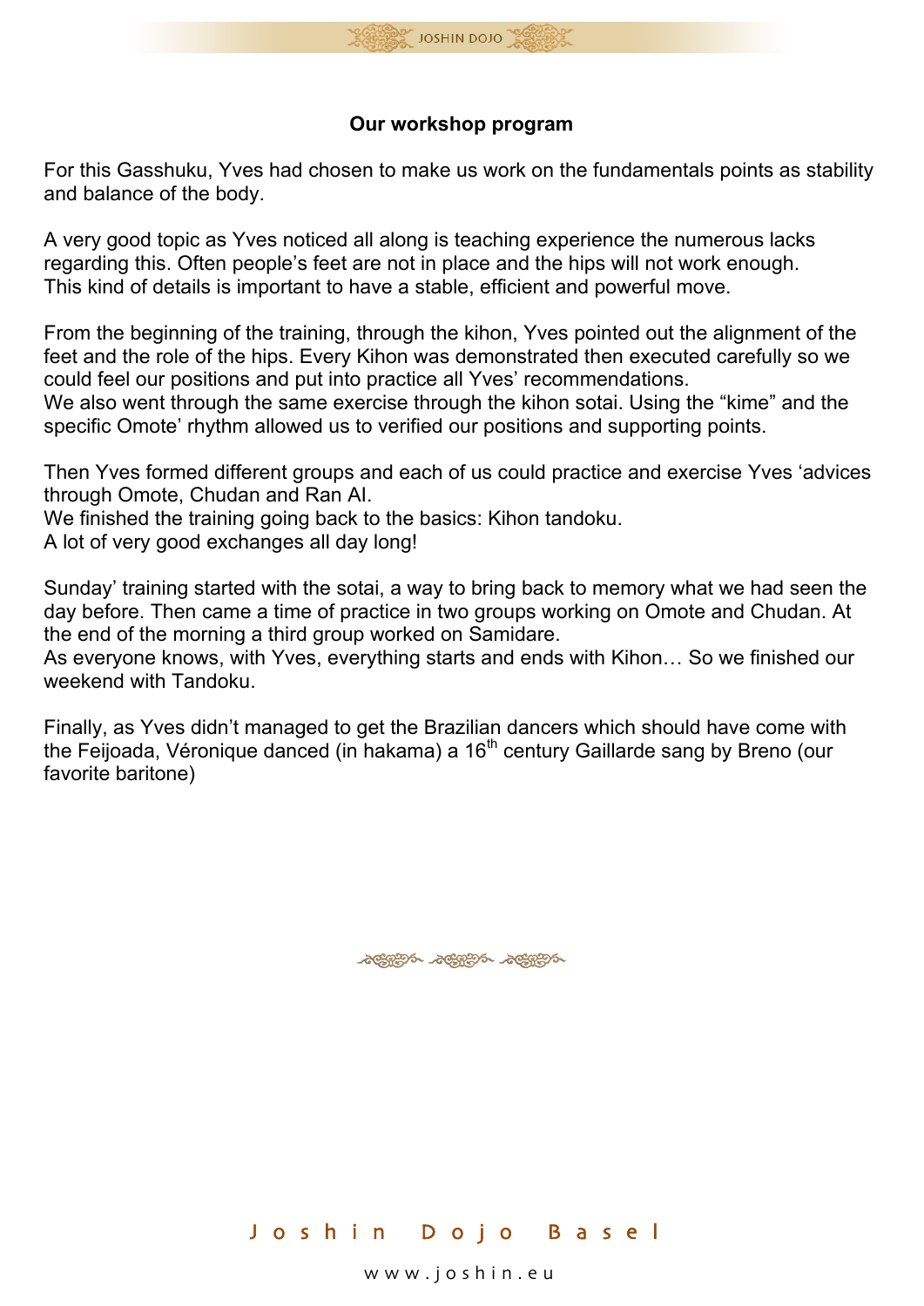## Our workshop program

For this Gasshuku, Yves had chosen to make us work on the fundamentals points as stability and balance of the body.

A very good topic as Yves noticed all along is teaching experience the numerous lacks regarding this. Often people's feet are not in place and the hips will not work enough. This kind of details is important to have a stable, efficient and powerful move.

From the beginning of the training, through the kihon, Yves pointed out the alignment of the feet and the role of the hips. Every Kihon was demonstrated then executed carefully so we could feel our positions and put into practice all Yves' recommendations.
We also went through the same exercise through the kihon sotai. Using the "kime" and the specific Omote' rhythm allowed us to verified our positions and supporting points.

Then Yves formed different groups and each of us could practice and exercise Yves 'advices through Omote, Chudan and Ran AI.
We finished the training going back to the basics: Kihon tandoku.
A lot of very good exchanges all day long!

Sunday' training started with the sotai, a way to bring back to memory what we had seen the day before. Then came a time of practice in two groups working on Omote and Chudan. At the end of the morning a third group worked on Samidare.
As everyone knows, with Yves, everything starts and ends with Kihon… So we finished our weekend with Tandoku.

Finally, as Yves didn't managed to get the Brazilian dancers which should have come with the Feijoada, Véronique danced (in hakama) a 16th century Gaillarde sang by Breno (our favorite baritone)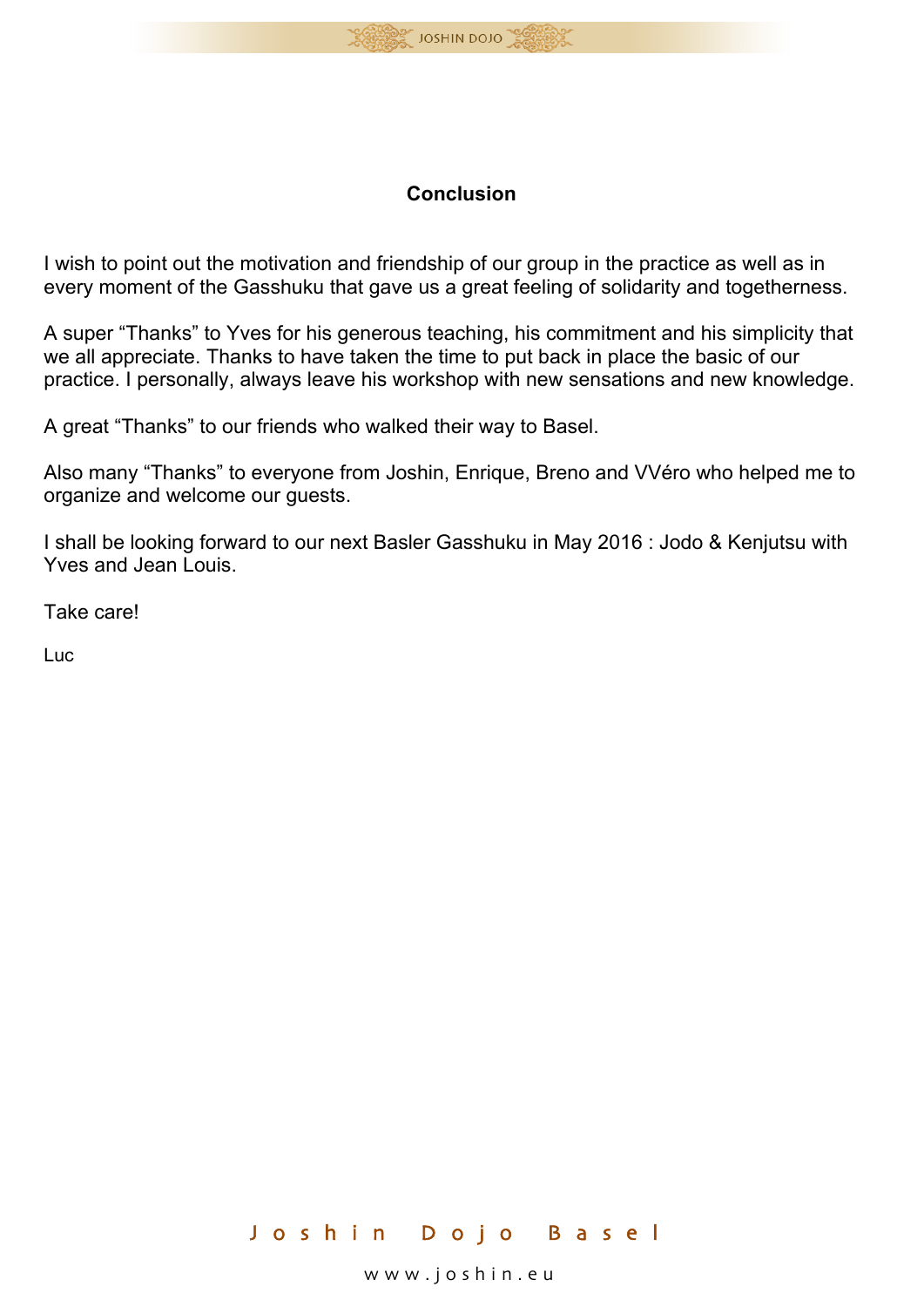## Conclusion

I wish to point out the motivation and friendship of our group in the practice as well as in every moment of the Gasshuku that gave us a great feeling of solidarity and togetherness.

A super “Thanks” to Yves for his generous teaching, his commitment and his simplicity that we all appreciate. Thanks to have taken the time to put back in place the basic of our practice. I personally, always leave his workshop with new sensations and new knowledge.

A great “Thanks” to our friends who walked their way to Basel.

Also many “Thanks” to everyone from Joshin, Enrique, Breno and VVéro who helped me to organize and welcome our guests.

I shall be looking forward to our next Basler Gasshuku in May 2016 : Jodo & Kenjutsu with Yves and Jean Louis.

Take care!

Luc